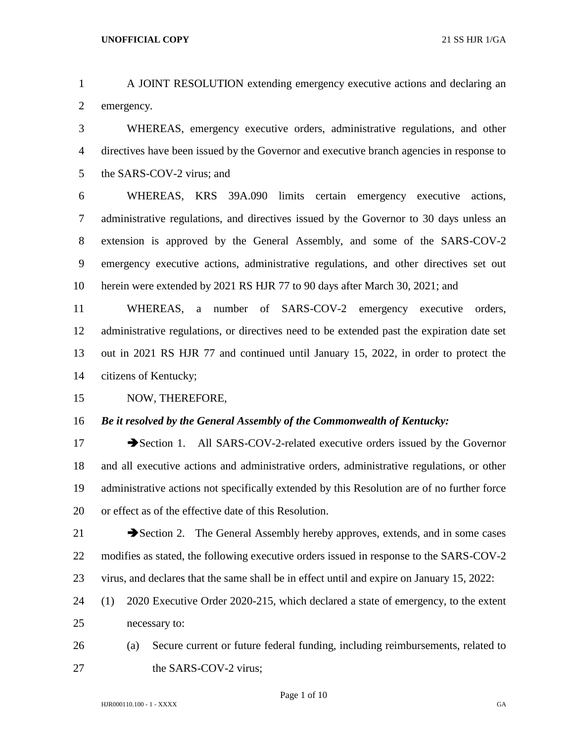A JOINT RESOLUTION extending emergency executive actions and declaring an emergency.

WHEREAS, emergency executive orders, administrative regulations, and other directives have been issued by the Governor and executive branch agencies in response to the SARS-COV-2 virus; and

WHEREAS, KRS 39A.090 limits certain emergency executive actions, administrative regulations, and directives issued by the Governor to 30 days unless an extension is approved by the General Assembly, and some of the SARS-COV-2 emergency executive actions, administrative regulations, and other directives set out herein were extended by 2021 RS HJR 77 to 90 days after March 30, 2021; and

WHEREAS, a number of SARS-COV-2 emergency executive orders, administrative regulations, or directives need to be extended past the expiration date set out in 2021 RS HJR 77 and continued until January 15, 2022, in order to protect the citizens of Kentucky;

NOW, THEREFORE,

***Be it resolved by the General Assembly of the Commonwealth of Kentucky:***

➔Section 1. All SARS-COV-2-related executive orders issued by the Governor and all executive actions and administrative orders, administrative regulations, or other administrative actions not specifically extended by this Resolution are of no further force or effect as of the effective date of this Resolution.

➔Section 2. The General Assembly hereby approves, extends, and in some cases modifies as stated, the following executive orders issued in response to the SARS-COV-2 virus, and declares that the same shall be in effect until and expire on January 15, 2022:

(1) 2020 Executive Order 2020-215, which declared a state of emergency, to the extent necessary to:

  (a) Secure current or future federal funding, including reimbursements, related to the SARS-COV-2 virus;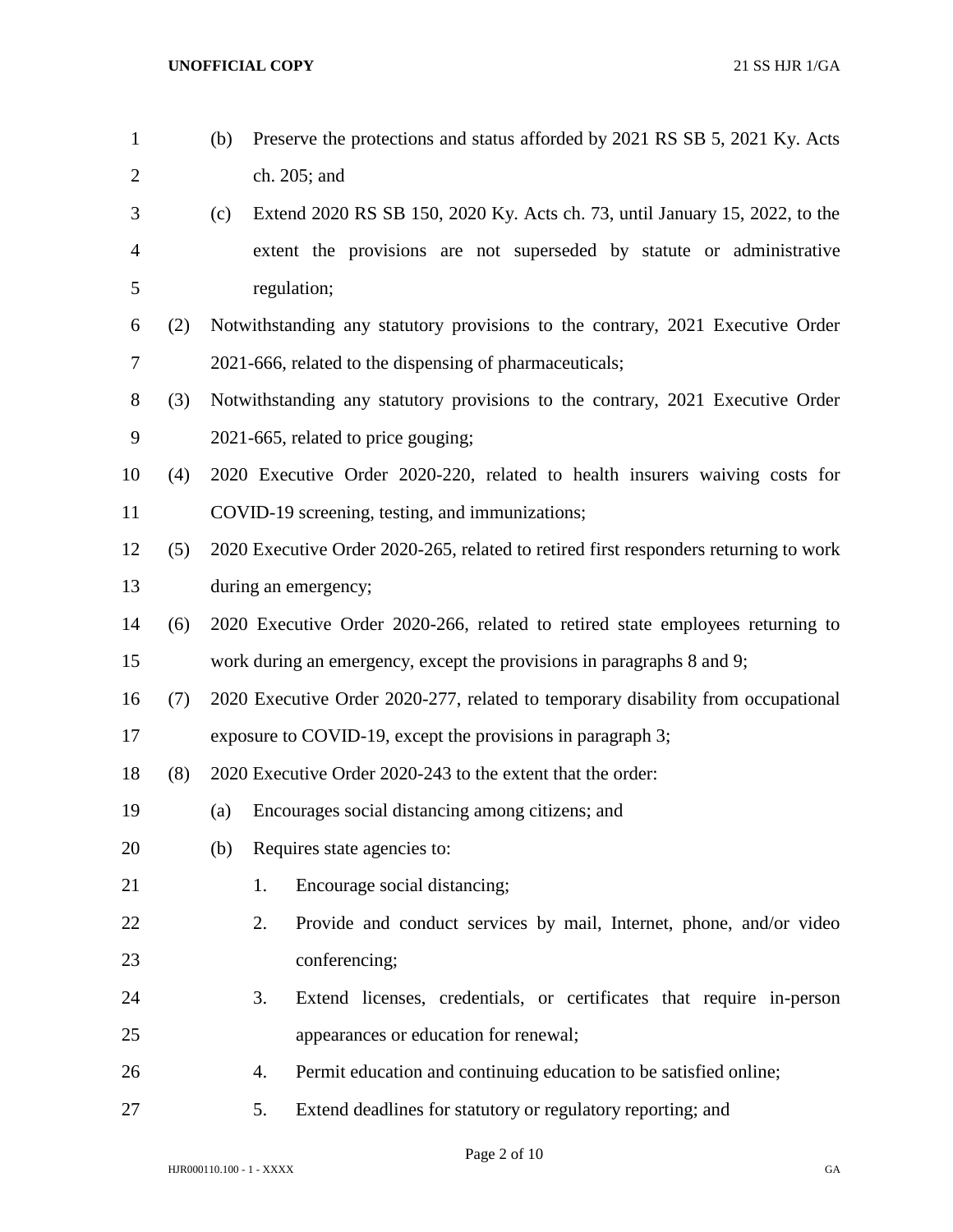(b) Preserve the protections and status afforded by 2021 RS SB 5, 2021 Ky. Acts ch. 205; and

(c) Extend 2020 RS SB 150, 2020 Ky. Acts ch. 73, until January 15, 2022, to the extent the provisions are not superseded by statute or administrative regulation;

(2) Notwithstanding any statutory provisions to the contrary, 2021 Executive Order 2021-666, related to the dispensing of pharmaceuticals;

(3) Notwithstanding any statutory provisions to the contrary, 2021 Executive Order 2021-665, related to price gouging;

(4) 2020 Executive Order 2020-220, related to health insurers waiving costs for COVID-19 screening, testing, and immunizations;

(5) 2020 Executive Order 2020-265, related to retired first responders returning to work during an emergency;

(6) 2020 Executive Order 2020-266, related to retired state employees returning to work during an emergency, except the provisions in paragraphs 8 and 9;

(7) 2020 Executive Order 2020-277, related to temporary disability from occupational exposure to COVID-19, except the provisions in paragraph 3;

(8) 2020 Executive Order 2020-243 to the extent that the order:

(a) Encourages social distancing among citizens; and

(b) Requires state agencies to:

1. Encourage social distancing;

2. Provide and conduct services by mail, Internet, phone, and/or video conferencing;

3. Extend licenses, credentials, or certificates that require in-person appearances or education for renewal;

4. Permit education and continuing education to be satisfied online;

5. Extend deadlines for statutory or regulatory reporting; and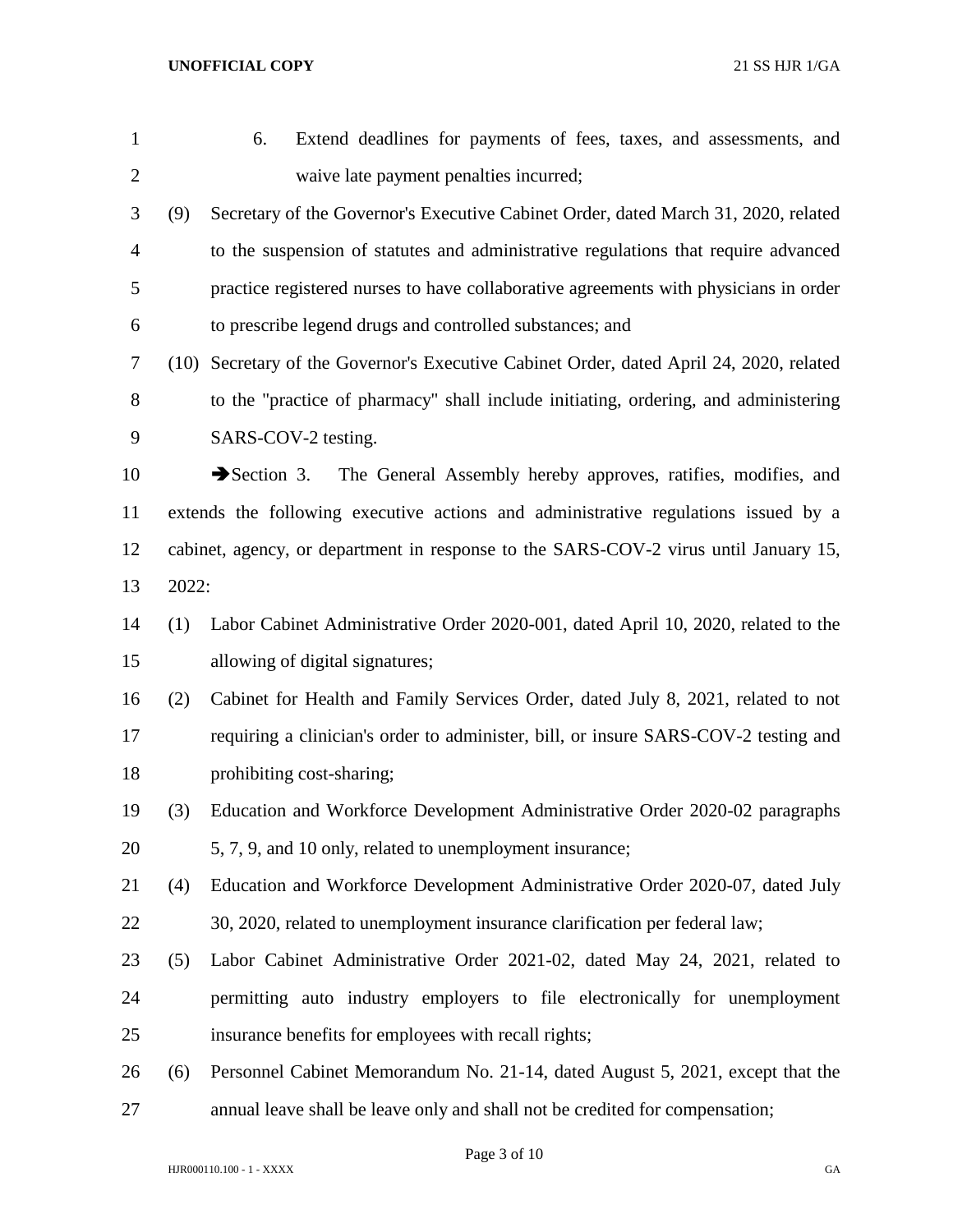6. Extend deadlines for payments of fees, taxes, and assessments, and waive late payment penalties incurred;

(9) Secretary of the Governor's Executive Cabinet Order, dated March 31, 2020, related to the suspension of statutes and administrative regulations that require advanced practice registered nurses to have collaborative agreements with physicians in order to prescribe legend drugs and controlled substances; and

(10) Secretary of the Governor's Executive Cabinet Order, dated April 24, 2020, related to the "practice of pharmacy" shall include initiating, ordering, and administering SARS-COV-2 testing.

➔Section 3. The General Assembly hereby approves, ratifies, modifies, and extends the following executive actions and administrative regulations issued by a cabinet, agency, or department in response to the SARS-COV-2 virus until January 15, 2022:

(1) Labor Cabinet Administrative Order 2020-001, dated April 10, 2020, related to the allowing of digital signatures;

(2) Cabinet for Health and Family Services Order, dated July 8, 2021, related to not requiring a clinician's order to administer, bill, or insure SARS-COV-2 testing and prohibiting cost-sharing;

(3) Education and Workforce Development Administrative Order 2020-02 paragraphs 5, 7, 9, and 10 only, related to unemployment insurance;

(4) Education and Workforce Development Administrative Order 2020-07, dated July 30, 2020, related to unemployment insurance clarification per federal law;

(5) Labor Cabinet Administrative Order 2021-02, dated May 24, 2021, related to permitting auto industry employers to file electronically for unemployment insurance benefits for employees with recall rights;

(6) Personnel Cabinet Memorandum No. 21-14, dated August 5, 2021, except that the annual leave shall be leave only and shall not be credited for compensation;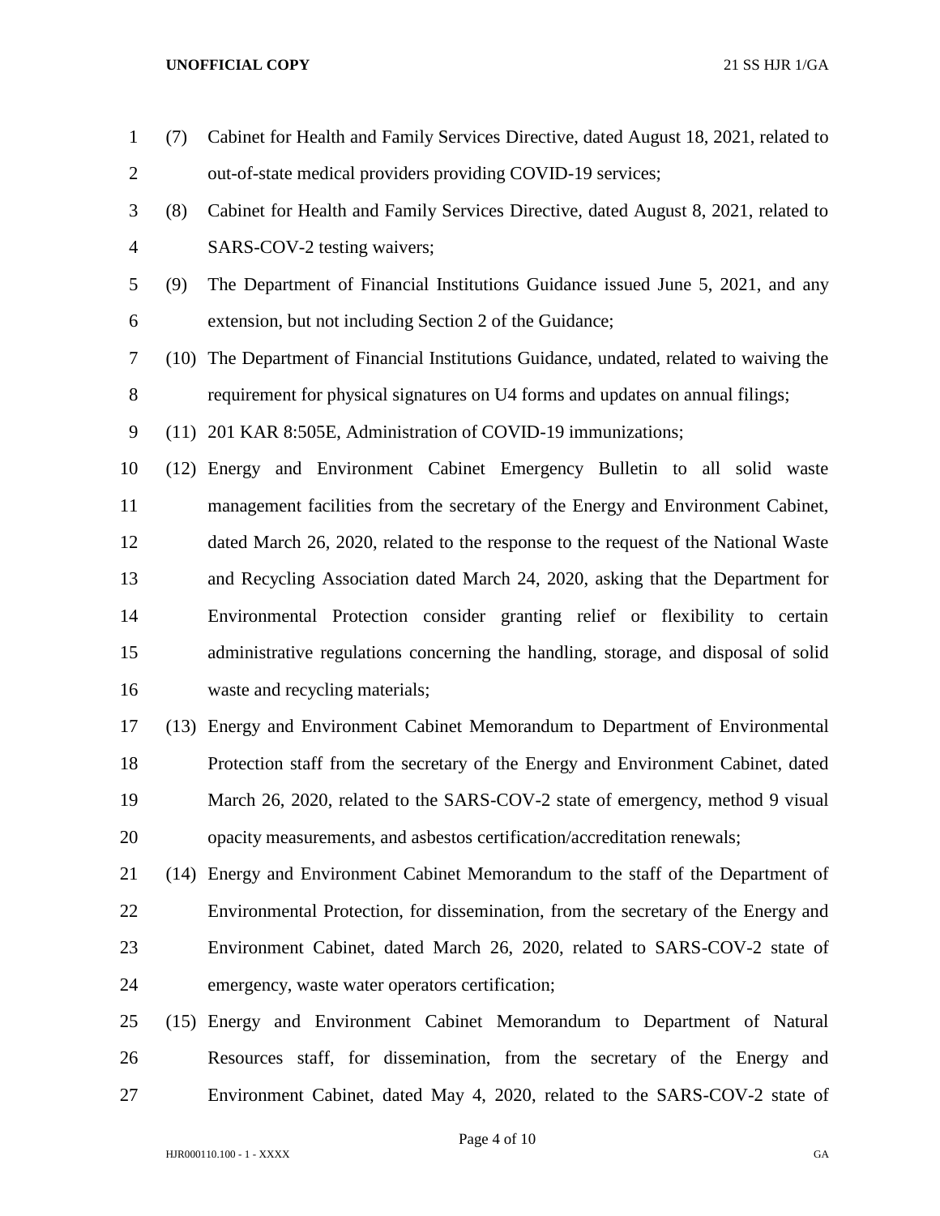(7) Cabinet for Health and Family Services Directive, dated August 18, 2021, related to out-of-state medical providers providing COVID-19 services;

(8) Cabinet for Health and Family Services Directive, dated August 8, 2021, related to SARS-COV-2 testing waivers;

(9) The Department of Financial Institutions Guidance issued June 5, 2021, and any extension, but not including Section 2 of the Guidance;

(10) The Department of Financial Institutions Guidance, undated, related to waiving the requirement for physical signatures on U4 forms and updates on annual filings;

(11) 201 KAR 8:505E, Administration of COVID-19 immunizations;

(12) Energy and Environment Cabinet Emergency Bulletin to all solid waste management facilities from the secretary of the Energy and Environment Cabinet, dated March 26, 2020, related to the response to the request of the National Waste and Recycling Association dated March 24, 2020, asking that the Department for Environmental Protection consider granting relief or flexibility to certain administrative regulations concerning the handling, storage, and disposal of solid waste and recycling materials;

(13) Energy and Environment Cabinet Memorandum to Department of Environmental Protection staff from the secretary of the Energy and Environment Cabinet, dated March 26, 2020, related to the SARS-COV-2 state of emergency, method 9 visual opacity measurements, and asbestos certification/accreditation renewals;

(14) Energy and Environment Cabinet Memorandum to the staff of the Department of Environmental Protection, for dissemination, from the secretary of the Energy and Environment Cabinet, dated March 26, 2020, related to SARS-COV-2 state of emergency, waste water operators certification;

(15) Energy and Environment Cabinet Memorandum to Department of Natural Resources staff, for dissemination, from the secretary of the Energy and Environment Cabinet, dated May 4, 2020, related to the SARS-COV-2 state of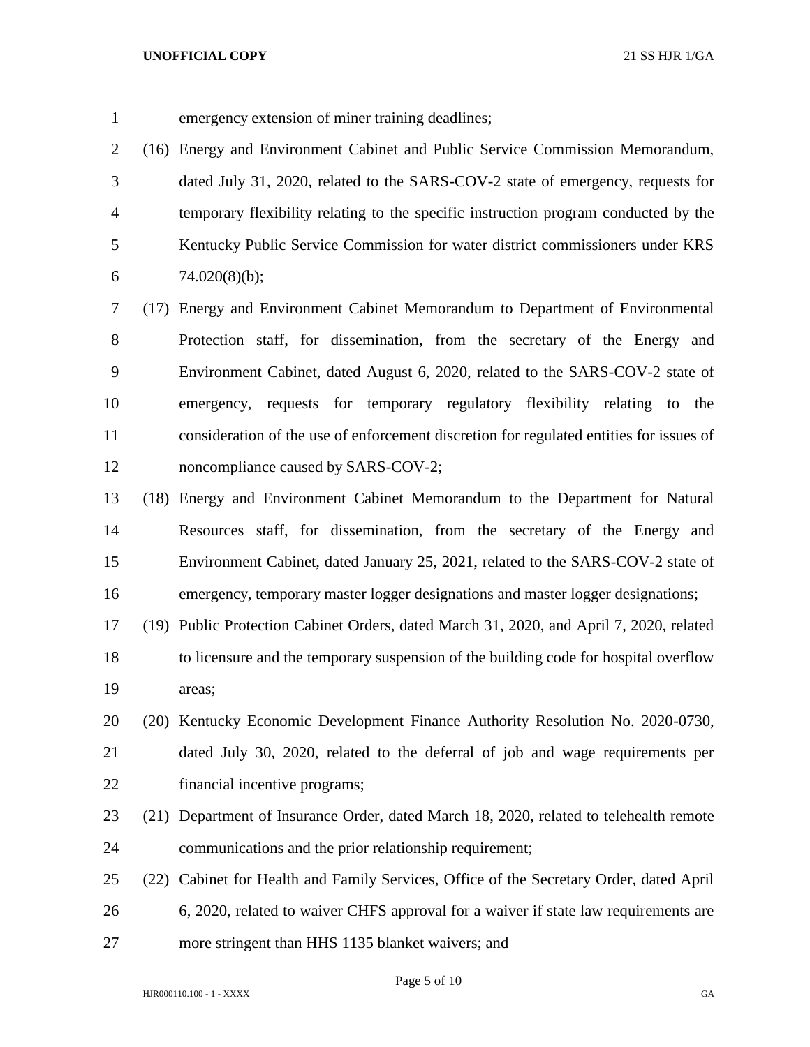emergency extension of miner training deadlines;

(16) Energy and Environment Cabinet and Public Service Commission Memorandum, dated July 31, 2020, related to the SARS-COV-2 state of emergency, requests for temporary flexibility relating to the specific instruction program conducted by the Kentucky Public Service Commission for water district commissioners under KRS 74.020(8)(b);

(17) Energy and Environment Cabinet Memorandum to Department of Environmental Protection staff, for dissemination, from the secretary of the Energy and Environment Cabinet, dated August 6, 2020, related to the SARS-COV-2 state of emergency, requests for temporary regulatory flexibility relating to the consideration of the use of enforcement discretion for regulated entities for issues of noncompliance caused by SARS-COV-2;

(18) Energy and Environment Cabinet Memorandum to the Department for Natural Resources staff, for dissemination, from the secretary of the Energy and Environment Cabinet, dated January 25, 2021, related to the SARS-COV-2 state of emergency, temporary master logger designations and master logger designations;

(19) Public Protection Cabinet Orders, dated March 31, 2020, and April 7, 2020, related to licensure and the temporary suspension of the building code for hospital overflow areas;

(20) Kentucky Economic Development Finance Authority Resolution No. 2020-0730, dated July 30, 2020, related to the deferral of job and wage requirements per financial incentive programs;

(21) Department of Insurance Order, dated March 18, 2020, related to telehealth remote communications and the prior relationship requirement;

(22) Cabinet for Health and Family Services, Office of the Secretary Order, dated April 6, 2020, related to waiver CHFS approval for a waiver if state law requirements are more stringent than HHS 1135 blanket waivers; and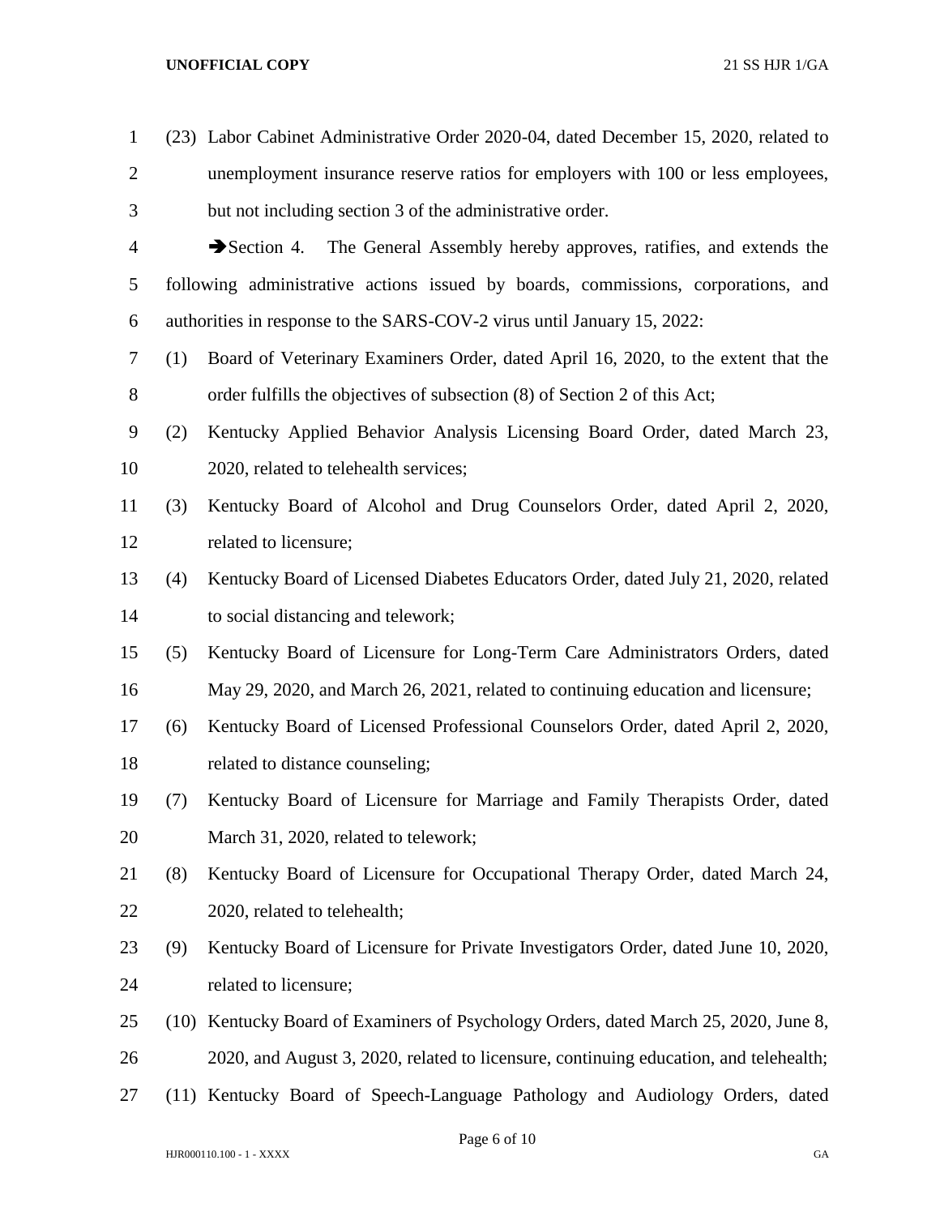(23) Labor Cabinet Administrative Order 2020-04, dated December 15, 2020, related to unemployment insurance reserve ratios for employers with 100 or less employees, but not including section 3 of the administrative order.

➔Section 4. The General Assembly hereby approves, ratifies, and extends the following administrative actions issued by boards, commissions, corporations, and authorities in response to the SARS-COV-2 virus until January 15, 2022:

(1) Board of Veterinary Examiners Order, dated April 16, 2020, to the extent that the order fulfills the objectives of subsection (8) of Section 2 of this Act;

(2) Kentucky Applied Behavior Analysis Licensing Board Order, dated March 23, 2020, related to telehealth services;

(3) Kentucky Board of Alcohol and Drug Counselors Order, dated April 2, 2020, related to licensure;

(4) Kentucky Board of Licensed Diabetes Educators Order, dated July 21, 2020, related to social distancing and telework;

(5) Kentucky Board of Licensure for Long-Term Care Administrators Orders, dated May 29, 2020, and March 26, 2021, related to continuing education and licensure;

(6) Kentucky Board of Licensed Professional Counselors Order, dated April 2, 2020, related to distance counseling;

(7) Kentucky Board of Licensure for Marriage and Family Therapists Order, dated March 31, 2020, related to telework;

(8) Kentucky Board of Licensure for Occupational Therapy Order, dated March 24, 2020, related to telehealth;

(9) Kentucky Board of Licensure for Private Investigators Order, dated June 10, 2020, related to licensure;

(10) Kentucky Board of Examiners of Psychology Orders, dated March 25, 2020, June 8, 2020, and August 3, 2020, related to licensure, continuing education, and telehealth;

(11) Kentucky Board of Speech-Language Pathology and Audiology Orders, dated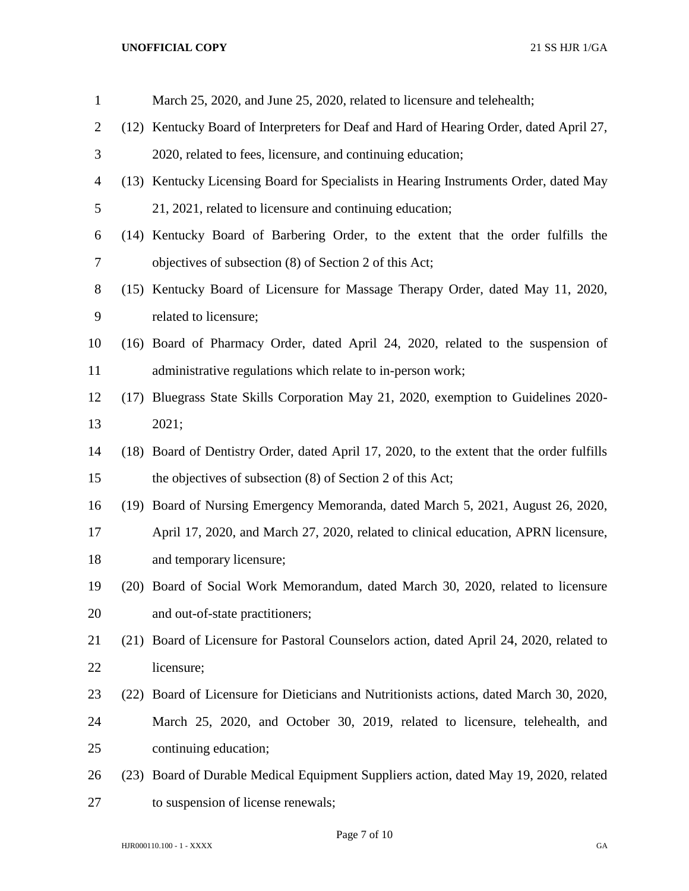March 25, 2020, and June 25, 2020, related to licensure and telehealth;

(12) Kentucky Board of Interpreters for Deaf and Hard of Hearing Order, dated April 27, 2020, related to fees, licensure, and continuing education;

(13) Kentucky Licensing Board for Specialists in Hearing Instruments Order, dated May 21, 2021, related to licensure and continuing education;

(14) Kentucky Board of Barbering Order, to the extent that the order fulfills the objectives of subsection (8) of Section 2 of this Act;

(15) Kentucky Board of Licensure for Massage Therapy Order, dated May 11, 2020, related to licensure;

(16) Board of Pharmacy Order, dated April 24, 2020, related to the suspension of administrative regulations which relate to in-person work;

(17) Bluegrass State Skills Corporation May 21, 2020, exemption to Guidelines 2020-2021;

(18) Board of Dentistry Order, dated April 17, 2020, to the extent that the order fulfills the objectives of subsection (8) of Section 2 of this Act;

(19) Board of Nursing Emergency Memoranda, dated March 5, 2021, August 26, 2020, April 17, 2020, and March 27, 2020, related to clinical education, APRN licensure, and temporary licensure;

(20) Board of Social Work Memorandum, dated March 30, 2020, related to licensure and out-of-state practitioners;

(21) Board of Licensure for Pastoral Counselors action, dated April 24, 2020, related to licensure;

(22) Board of Licensure for Dieticians and Nutritionists actions, dated March 30, 2020, March 25, 2020, and October 30, 2019, related to licensure, telehealth, and continuing education;

(23) Board of Durable Medical Equipment Suppliers action, dated May 19, 2020, related to suspension of license renewals;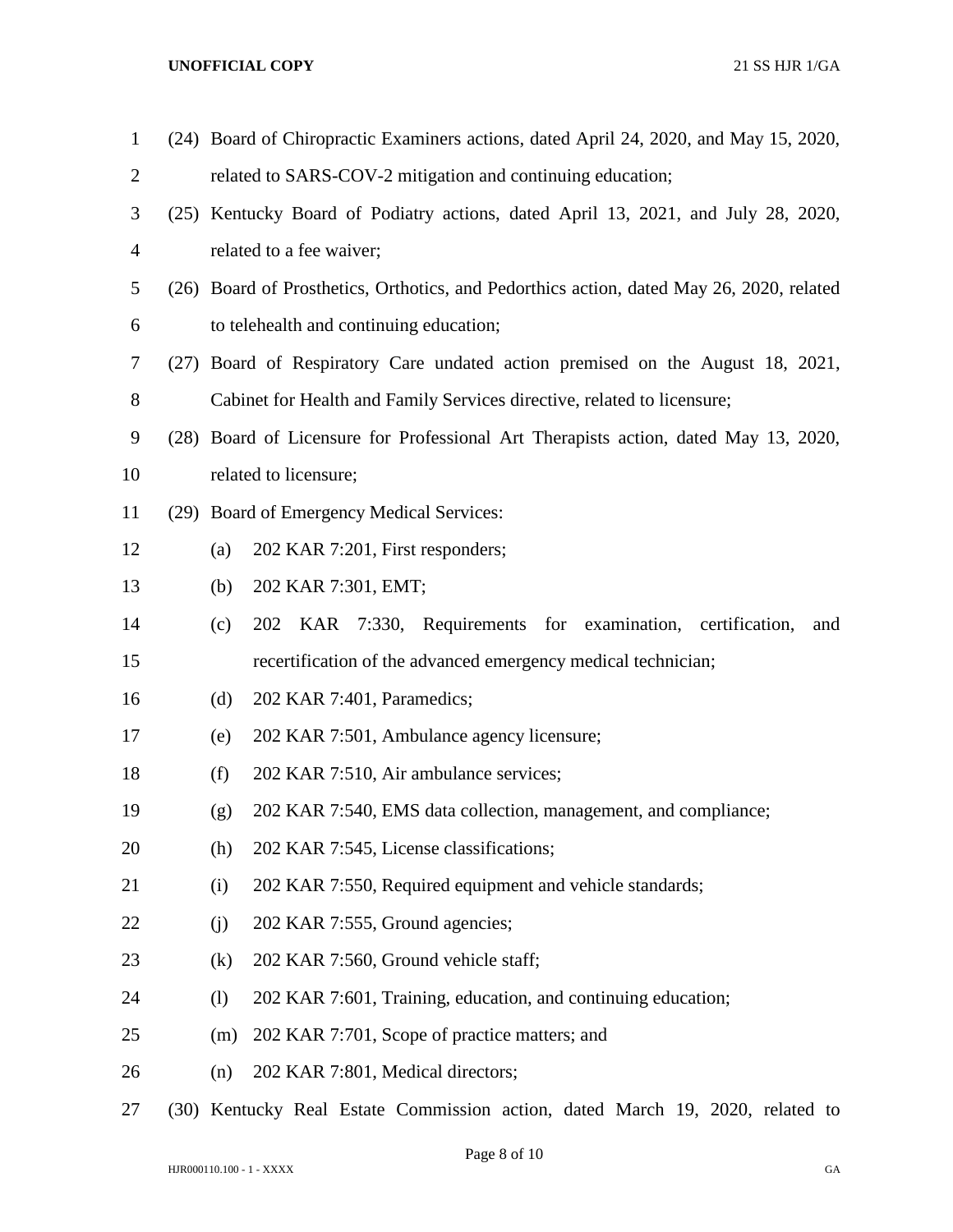(24) Board of Chiropractic Examiners actions, dated April 24, 2020, and May 15, 2020, related to SARS-COV-2 mitigation and continuing education;

(25) Kentucky Board of Podiatry actions, dated April 13, 2021, and July 28, 2020, related to a fee waiver;

(26) Board of Prosthetics, Orthotics, and Pedorthics action, dated May 26, 2020, related to telehealth and continuing education;

(27) Board of Respiratory Care undated action premised on the August 18, 2021, Cabinet for Health and Family Services directive, related to licensure;

(28) Board of Licensure for Professional Art Therapists action, dated May 13, 2020, related to licensure;

(29) Board of Emergency Medical Services:

(a) 202 KAR 7:201, First responders;

(b) 202 KAR 7:301, EMT;

(c) 202 KAR 7:330, Requirements for examination, certification, and recertification of the advanced emergency medical technician;

(d) 202 KAR 7:401, Paramedics;

(e) 202 KAR 7:501, Ambulance agency licensure;

(f) 202 KAR 7:510, Air ambulance services;

(g) 202 KAR 7:540, EMS data collection, management, and compliance;

(h) 202 KAR 7:545, License classifications;

(i) 202 KAR 7:550, Required equipment and vehicle standards;

(j) 202 KAR 7:555, Ground agencies;

(k) 202 KAR 7:560, Ground vehicle staff;

(l) 202 KAR 7:601, Training, education, and continuing education;

(m) 202 KAR 7:701, Scope of practice matters; and

(n) 202 KAR 7:801, Medical directors;

(30) Kentucky Real Estate Commission action, dated March 19, 2020, related to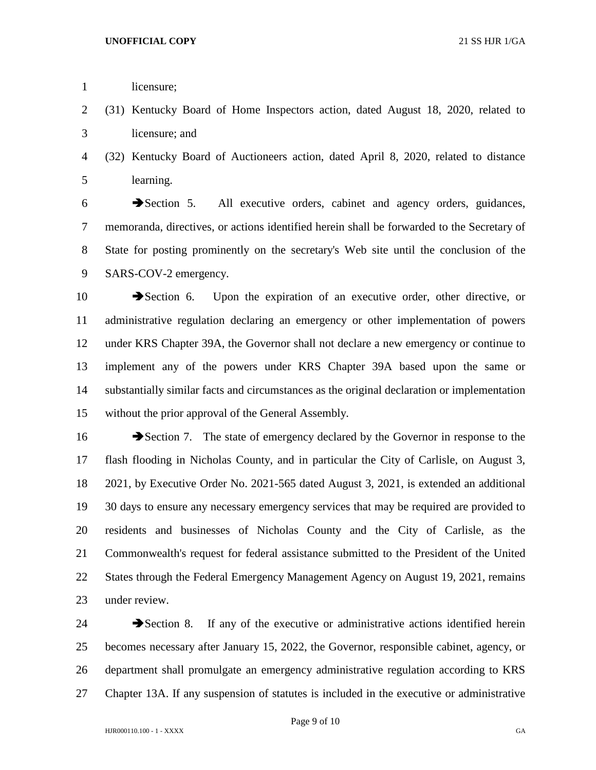licensure;

(31) Kentucky Board of Home Inspectors action, dated August 18, 2020, related to licensure; and

(32) Kentucky Board of Auctioneers action, dated April 8, 2020, related to distance learning.

➔Section 5. All executive orders, cabinet and agency orders, guidances, memoranda, directives, or actions identified herein shall be forwarded to the Secretary of State for posting prominently on the secretary's Web site until the conclusion of the SARS-COV-2 emergency.

➔Section 6. Upon the expiration of an executive order, other directive, or administrative regulation declaring an emergency or other implementation of powers under KRS Chapter 39A, the Governor shall not declare a new emergency or continue to implement any of the powers under KRS Chapter 39A based upon the same or substantially similar facts and circumstances as the original declaration or implementation without the prior approval of the General Assembly.

➔Section 7. The state of emergency declared by the Governor in response to the flash flooding in Nicholas County, and in particular the City of Carlisle, on August 3, 2021, by Executive Order No. 2021-565 dated August 3, 2021, is extended an additional 30 days to ensure any necessary emergency services that may be required are provided to residents and businesses of Nicholas County and the City of Carlisle, as the Commonwealth's request for federal assistance submitted to the President of the United States through the Federal Emergency Management Agency on August 19, 2021, remains under review.

➔Section 8. If any of the executive or administrative actions identified herein becomes necessary after January 15, 2022, the Governor, responsible cabinet, agency, or department shall promulgate an emergency administrative regulation according to KRS Chapter 13A. If any suspension of statutes is included in the executive or administrative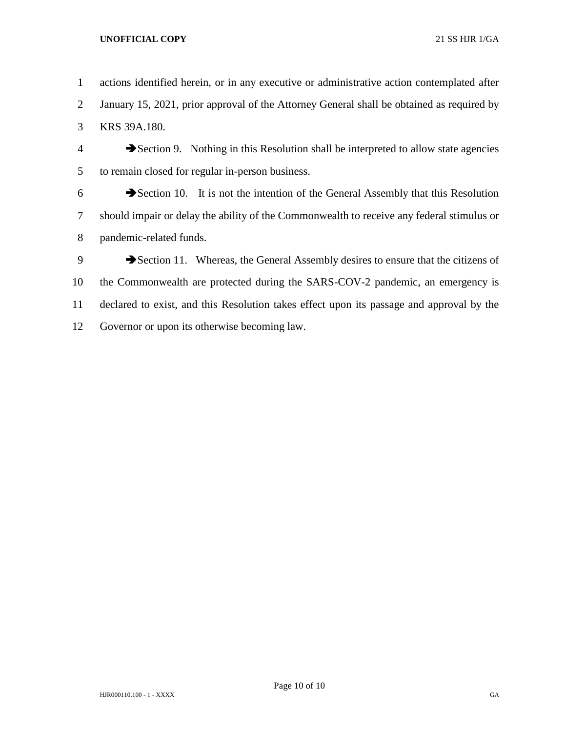actions identified herein, or in any executive or administrative action contemplated after January 15, 2021, prior approval of the Attorney General shall be obtained as required by KRS 39A.180.

➔Section 9. Nothing in this Resolution shall be interpreted to allow state agencies to remain closed for regular in-person business.

➔Section 10. It is not the intention of the General Assembly that this Resolution should impair or delay the ability of the Commonwealth to receive any federal stimulus or pandemic-related funds.

➔Section 11. Whereas, the General Assembly desires to ensure that the citizens of the Commonwealth are protected during the SARS-COV-2 pandemic, an emergency is declared to exist, and this Resolution takes effect upon its passage and approval by the Governor or upon its otherwise becoming law.